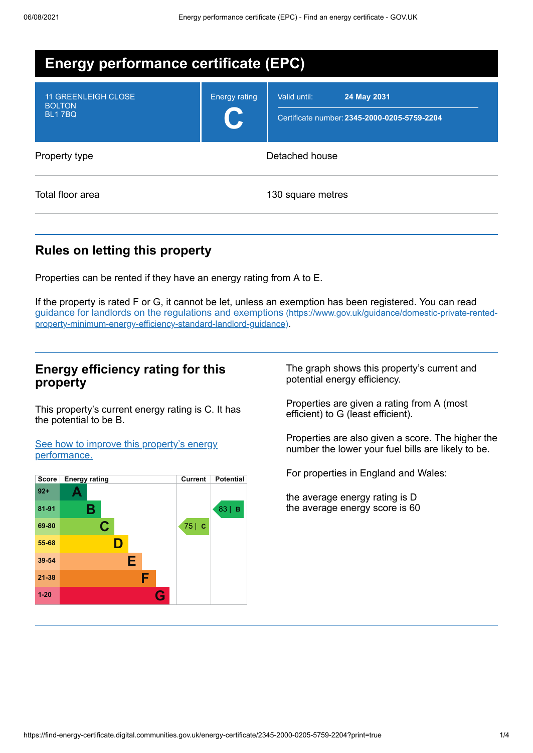# Energy performance certificate (EPC)

| 11 GREENLEIGH CLOSE<br>BOLTON<br>BL1 7BQ | Energy rating<br>**C** | Valid until: **24 May 2031**<br>Certificate number: **2345-2000-0205-5759-2204** |
|---|---|---|

| Property type | Detached house |
|---|---|
| Total floor area | 130 square metres |

## Rules on letting this property

Properties can be rented if they have an energy rating from A to E.

If the property is rated F or G, it cannot be let, unless an exemption has been registered. You can read guidance for landlords on the regulations and exemptions (https://www.gov.uk/guidance/domestic-private-rented-property-minimum-energy-efficiency-standard-landlord-guidance).

## Energy efficiency rating for this property

This property's current energy rating is C. It has the potential to be B.

See how to improve this property's energy performance.

| Score | Energy rating | Current | Potential |
|---|---|---|---|
| 92+ | A | | |
| 81-91 | B | | 83 \| B |
| 69-80 | C | 75 \| C | |
| 55-68 | D | | |
| 39-54 | E | | |
| 21-38 | F | | |
| 1-20 | G | | |

The graph shows this property's current and potential energy efficiency.

Properties are given a rating from A (most efficient) to G (least efficient).

Properties are also given a score. The higher the number the lower your fuel bills are likely to be.

For properties in England and Wales:

the average energy rating is D
the average energy score is 60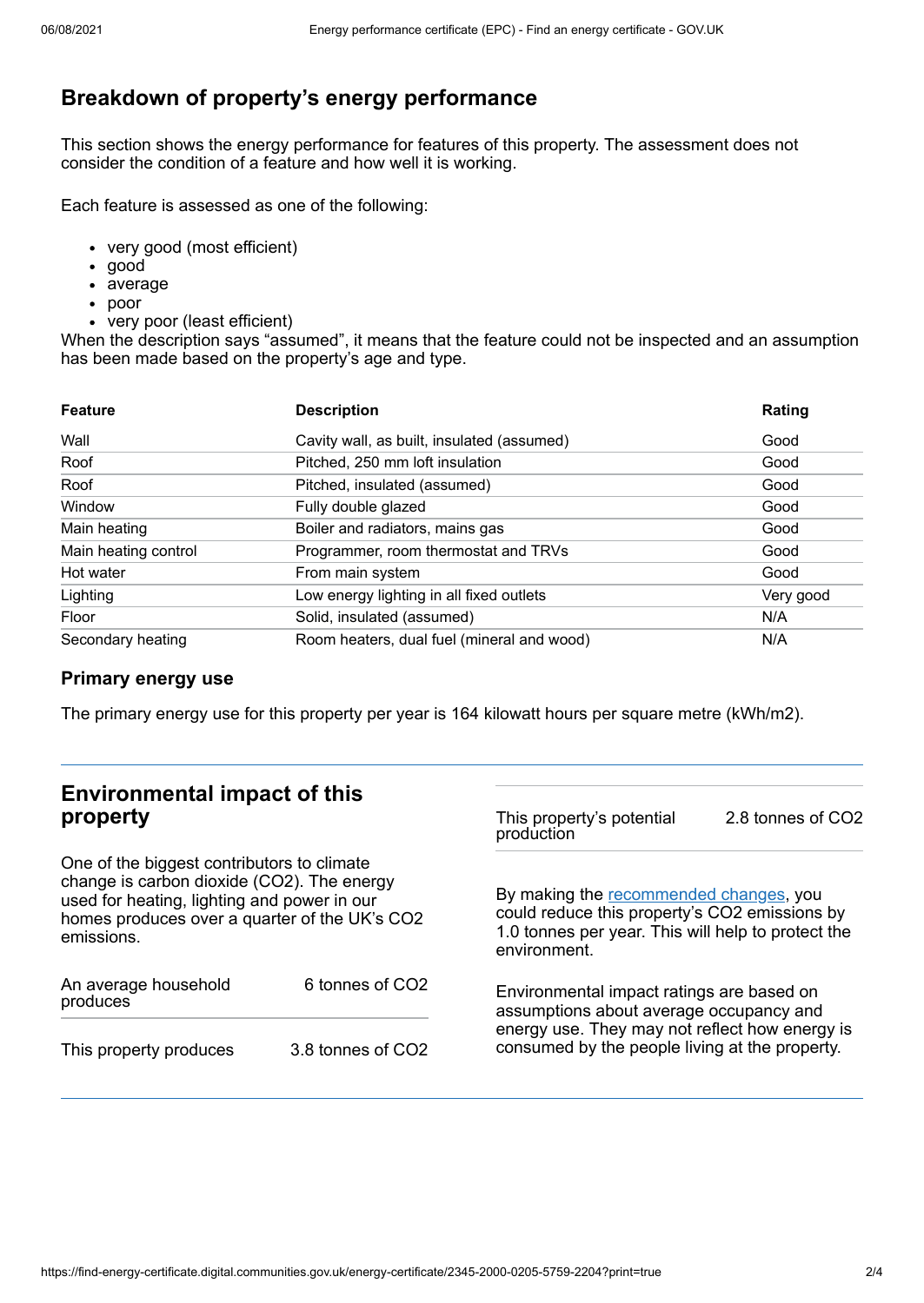## Breakdown of property's energy performance

This section shows the energy performance for features of this property. The assessment does not consider the condition of a feature and how well it is working.

Each feature is assessed as one of the following:

- very good (most efficient)
- good
- average
- poor
- very poor (least efficient)

When the description says "assumed", it means that the feature could not be inspected and an assumption has been made based on the property's age and type.

| Feature | Description | Rating |
| --- | --- | --- |
| Wall | Cavity wall, as built, insulated (assumed) | Good |
| Roof | Pitched, 250 mm loft insulation | Good |
| Roof | Pitched, insulated (assumed) | Good |
| Window | Fully double glazed | Good |
| Main heating | Boiler and radiators, mains gas | Good |
| Main heating control | Programmer, room thermostat and TRVs | Good |
| Hot water | From main system | Good |
| Lighting | Low energy lighting in all fixed outlets | Very good |
| Floor | Solid, insulated (assumed) | N/A |
| Secondary heating | Room heaters, dual fuel (mineral and wood) | N/A |

### Primary energy use

The primary energy use for this property per year is 164 kilowatt hours per square metre (kWh/m2).

## Environmental impact of this property

One of the biggest contributors to climate change is carbon dioxide ($CO_2$). The energy used for heating, lighting and power in our homes produces over a quarter of the UK's $CO_2$ emissions.

| | |
| --- | --- |
| An average household produces | 6 tonnes of $CO_2$ |
| This property produces | 3.8 tonnes of $CO_2$ |
| This property's potential production | 2.8 tonnes of $CO_2$ |

By making the recommended changes, you could reduce this property's $CO_2$ emissions by 1.0 tonnes per year. This will help to protect the environment.

Environmental impact ratings are based on assumptions about average occupancy and energy use. They may not reflect how energy is consumed by the people living at the property.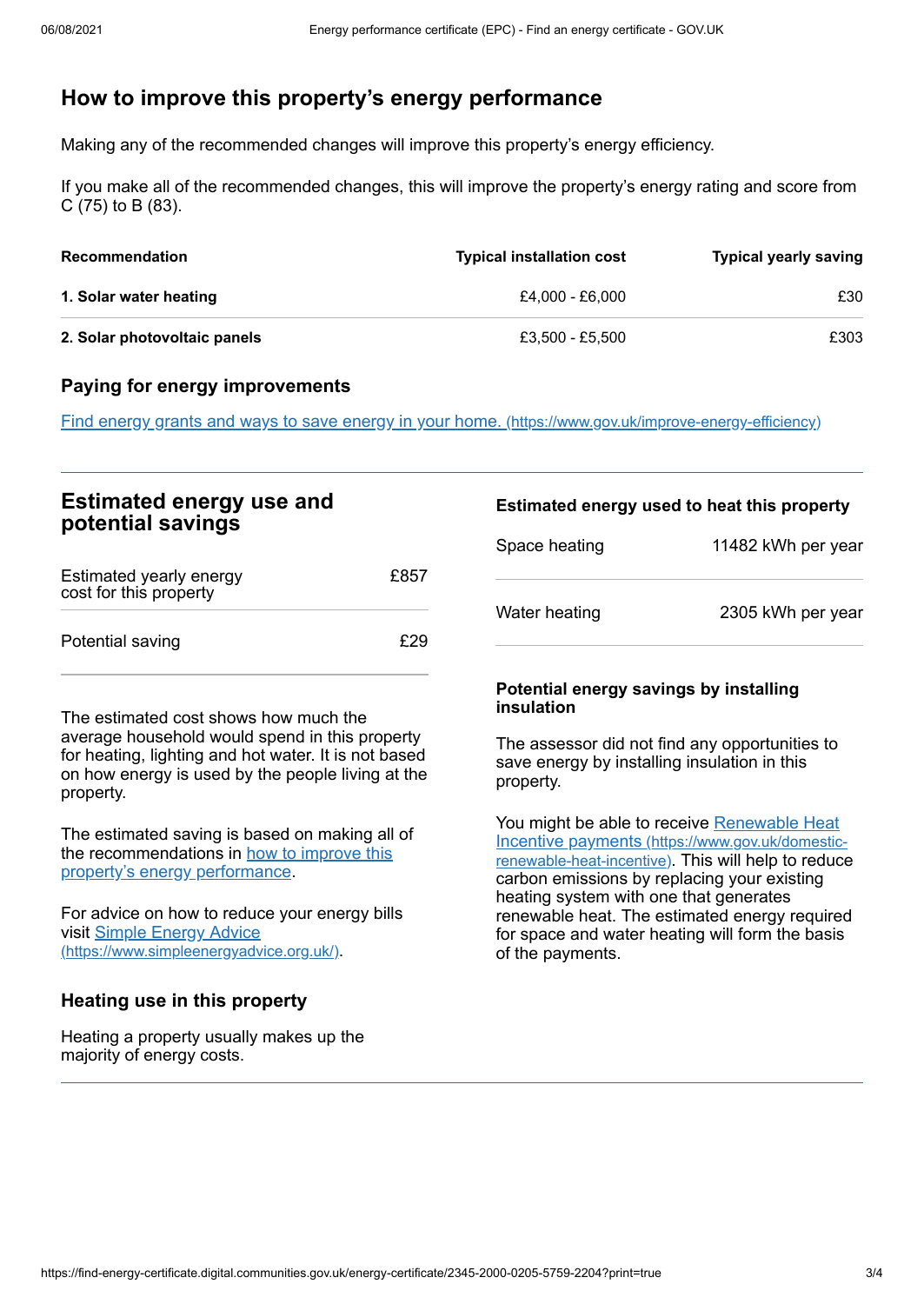## How to improve this property's energy performance

Making any of the recommended changes will improve this property's energy efficiency.

If you make all of the recommended changes, this will improve the property's energy rating and score from C (75) to B (83).

| Recommendation | Typical installation cost | Typical yearly saving |
|---|---|---|
| **1. Solar water heating** | £4,000 - £6,000 | £30 |
| **2. Solar photovoltaic panels** | £3,500 - £5,500 | £303 |

### Paying for energy improvements

[Find energy grants and ways to save energy in your home. (https://www.gov.uk/improve-energy-efficiency)](https://www.gov.uk/improve-energy-efficiency)

## Estimated energy use and potential savings

| | |
|---|---|
| Estimated yearly energy cost for this property | £857 |
| Potential saving | £29 |

The estimated cost shows how much the average household would spend in this property for heating, lighting and hot water. It is not based on how energy is used by the people living at the property.

The estimated saving is based on making all of the recommendations in how to improve this property's energy performance.

For advice on how to reduce your energy bills visit [Simple Energy Advice (https://www.simpleenergyadvice.org.uk/)](https://www.simpleenergyadvice.org.uk/).

### Heating use in this property

Heating a property usually makes up the majority of energy costs.

### Estimated energy used to heat this property

| | |
|---|---|
| Space heating | 11482 kWh per year |
| Water heating | 2305 kWh per year |

### Potential energy savings by installing insulation

The assessor did not find any opportunities to save energy by installing insulation in this property.

You might be able to receive [Renewable Heat Incentive payments (https://www.gov.uk/domestic-renewable-heat-incentive)](https://www.gov.uk/domestic-renewable-heat-incentive). This will help to reduce carbon emissions by replacing your existing heating system with one that generates renewable heat. The estimated energy required for space and water heating will form the basis of the payments.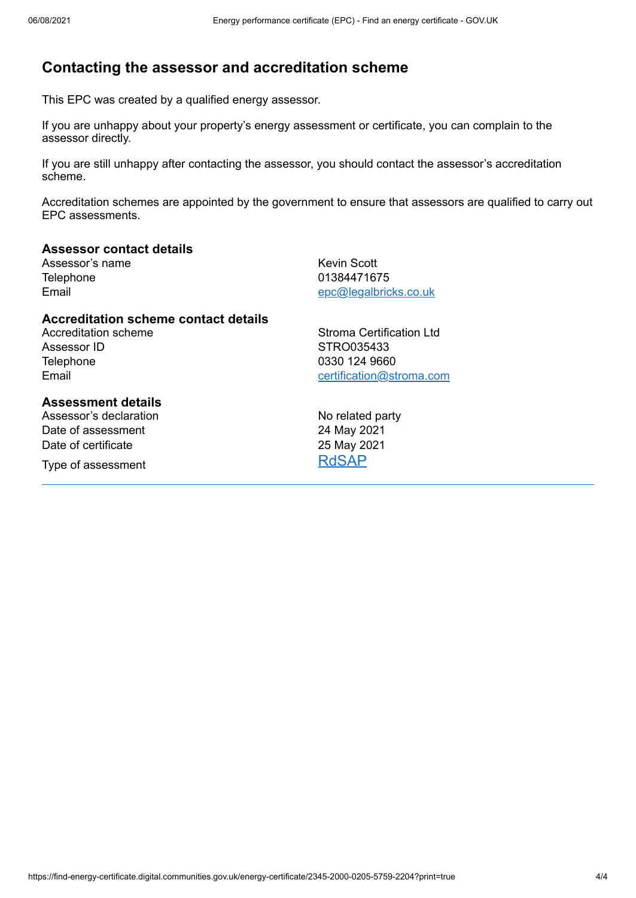## Contacting the assessor and accreditation scheme

This EPC was created by a qualified energy assessor.

If you are unhappy about your property's energy assessment or certificate, you can complain to the assessor directly.

If you are still unhappy after contacting the assessor, you should contact the assessor's accreditation scheme.

Accreditation schemes are appointed by the government to ensure that assessors are qualified to carry out EPC assessments.

### Assessor contact details

| | |
|---|---|
| Assessor's name | Kevin Scott |
| Telephone | 01384471675 |
| Email | epc@legalbricks.co.uk |

### Accreditation scheme contact details

| | |
|---|---|
| Accreditation scheme | Stroma Certification Ltd |
| Assessor ID | STRO035433 |
| Telephone | 0330 124 9660 |
| Email | certification@stroma.com |

### Assessment details

| | |
|---|---|
| Assessor's declaration | No related party |
| Date of assessment | 24 May 2021 |
| Date of certificate | 25 May 2021 |
| Type of assessment | RdSAP |